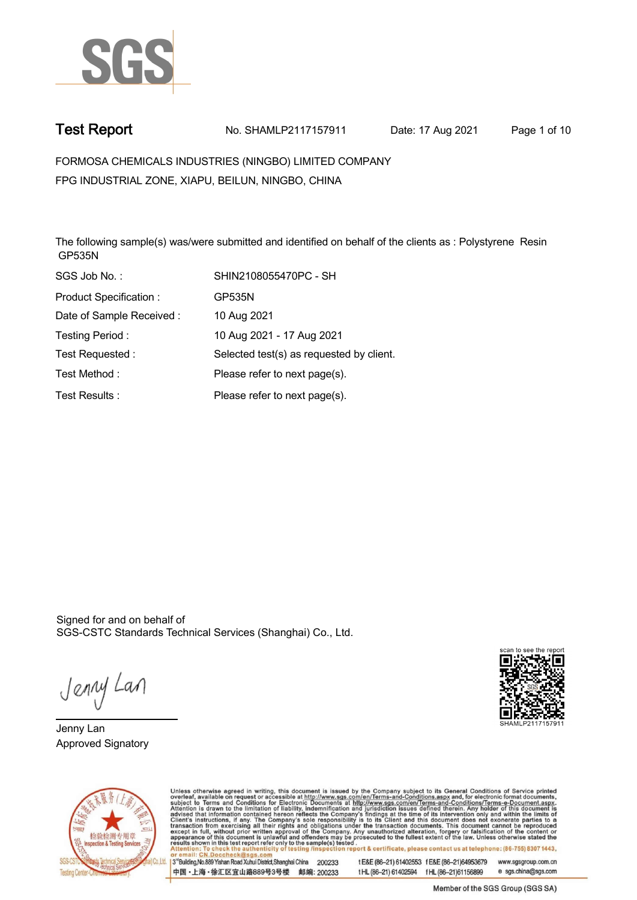# Test Report

No. SHAMLP2117157911 Date: 17 Aug 2021

FORMOSA CHEMICALS INDUSTRIES (NINGBO) LIMITED COMPANY
FPG INDUSTRIAL ZONE, XIAPU, BEILUN, NINGBO, CHINA

The following sample(s) was/were submitted and identified on behalf of the clients as : Polystyrene Resin GP535N

| | |
|---|---|
| SGS Job No. : | SHIN2108055470PC - SH |
| Product Specification : | GP535N |
| Date of Sample Received : | 10 Aug 2021 |
| Testing Period : | 10 Aug 2021 - 17 Aug 2021 |
| Test Requested : | Selected test(s) as requested by client. |
| Test Method : | Please refer to next page(s). |
| Test Results : | Please refer to next page(s). |

Signed for and on behalf of
SGS-CSTC Standards Technical Services (Shanghai) Co., Ltd.

Jenny Lan
Approved Signatory

scan to see the report
SHAMLP2117157911

Unless otherwise agreed in writing, this document is issued by the Company subject to its General Conditions of Service printed overleaf, available on request or accessible at http://www.sgs.com/en/Terms-and-Conditions.aspx and, for electronic format documents, subject to Terms and Conditions for Electronic Documents at http://www.sgs.com/en/Terms-and-Conditions/Terms-e-Document.aspx. Attention is drawn to the limitation of liability, indemnification and jurisdiction issues defined therein. Any holder of this document is advised that information contained hereon reflects the Company's findings at the time of its intervention only and within the limits of Client's instructions, if any. The Company's sole responsibility is to its Client and this document does not exonerate parties to a transaction from exercising all their rights and obligations under the transaction documents. This document cannot be reproduced except in full, without prior written approval of the Company. Any unauthorized alteration, forgery or falsification of the content or appearance of this document is unlawful and offenders may be prosecuted to the fullest extent of the law. Unless otherwise stated the results shown in this test report refer only to the sample(s) tested.
Attention: To check the authenticity of testing /inspection report & certificate, please contact us at telephone: (86-755) 8307 1443, or email: CN.Doccheck@sgs.com

3rd Building, No.889 Yishan Road Xuhui District, Shanghai China 200233 t E&E (86-21) 61402553 f E&E (86-21)64953679 www.sgsgroup.com.cn
中国・上海・徐汇区宜山路889号3号楼 邮编: 200233 t HL (86-21) 61402594 f HL (86-21)61156899 e sgs.china@sgs.com

Member of the SGS Group (SGS SA)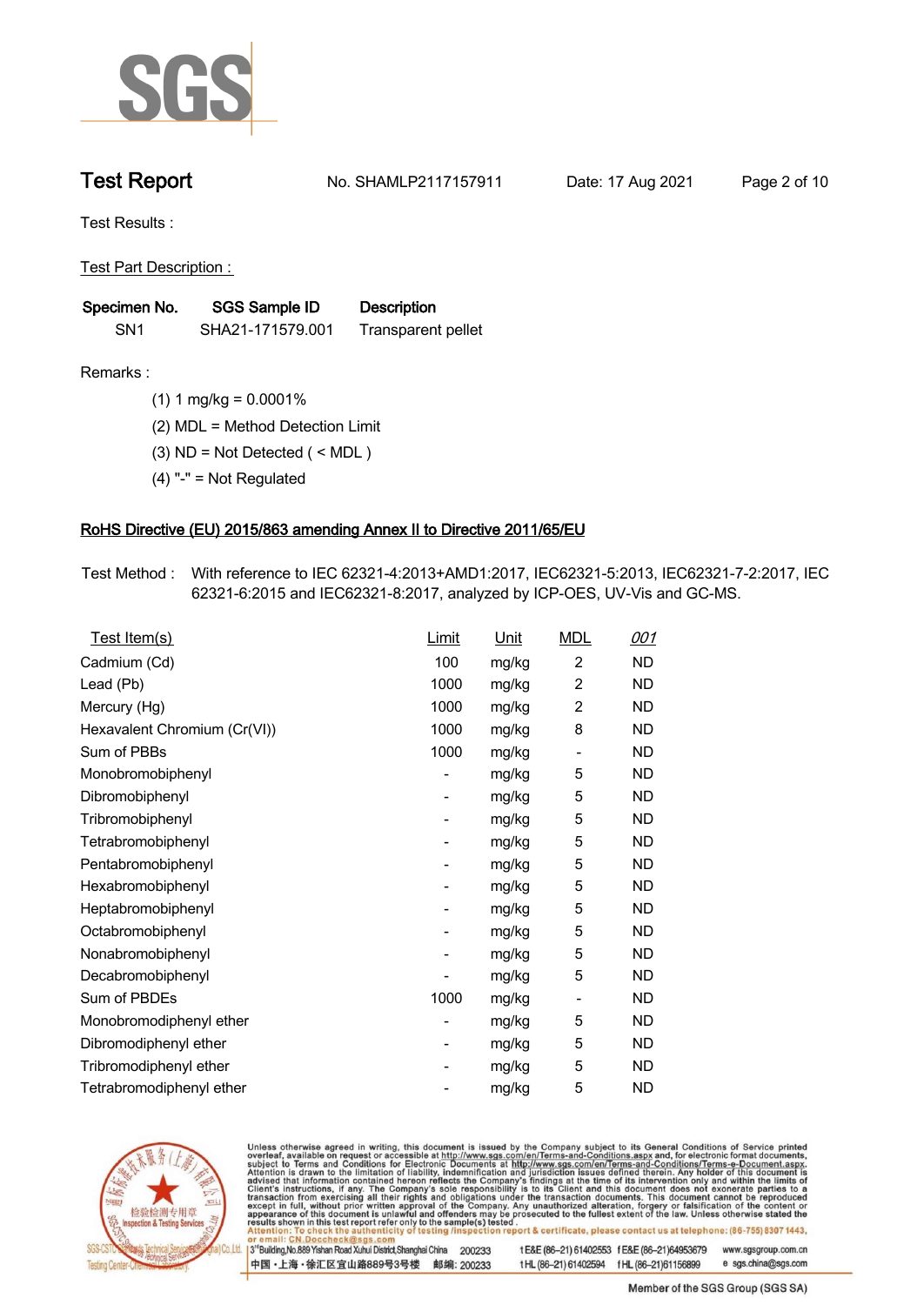# Test Report

No. SHAMLP2117157911 Date: 17 Aug 2021

Test Results :

Test Part Description :

| Specimen No. | SGS Sample ID | Description |
|---|---|---|
| SN1 | SHA21-171579.001 | Transparent pellet |

Remarks :

(1) 1 mg/kg = 0.0001%

(2) MDL = Method Detection Limit

(3) ND = Not Detected ( < MDL )

(4) "-" = Not Regulated

## RoHS Directive (EU) 2015/863 amending Annex II to Directive 2011/65/EU

Test Method : With reference to IEC 62321-4:2013+AMD1:2017, IEC62321-5:2013, IEC62321-7-2:2017, IEC 62321-6:2015 and IEC62321-8:2017, analyzed by ICP-OES, UV-Vis and GC-MS.

| Test Item(s) | Limit | Unit | MDL | 001 |
|---|---|---|---|---|
| Cadmium (Cd) | 100 | mg/kg | 2 | ND |
| Lead (Pb) | 1000 | mg/kg | 2 | ND |
| Mercury (Hg) | 1000 | mg/kg | 2 | ND |
| Hexavalent Chromium (Cr(VI)) | 1000 | mg/kg | 8 | ND |
| Sum of PBBs | 1000 | mg/kg | - | ND |
| Monobromobiphenyl | - | mg/kg | 5 | ND |
| Dibromobiphenyl | - | mg/kg | 5 | ND |
| Tribromobiphenyl | - | mg/kg | 5 | ND |
| Tetrabromobiphenyl | - | mg/kg | 5 | ND |
| Pentabromobiphenyl | - | mg/kg | 5 | ND |
| Hexabromobiphenyl | - | mg/kg | 5 | ND |
| Heptabromobiphenyl | - | mg/kg | 5 | ND |
| Octabromobiphenyl | - | mg/kg | 5 | ND |
| Nonabromobiphenyl | - | mg/kg | 5 | ND |
| Decabromobiphenyl | - | mg/kg | 5 | ND |
| Sum of PBDEs | 1000 | mg/kg | - | ND |
| Monobromodiphenyl ether | - | mg/kg | 5 | ND |
| Dibromodiphenyl ether | - | mg/kg | 5 | ND |
| Tribromodiphenyl ether | - | mg/kg | 5 | ND |
| Tetrabromodiphenyl ether | - | mg/kg | 5 | ND |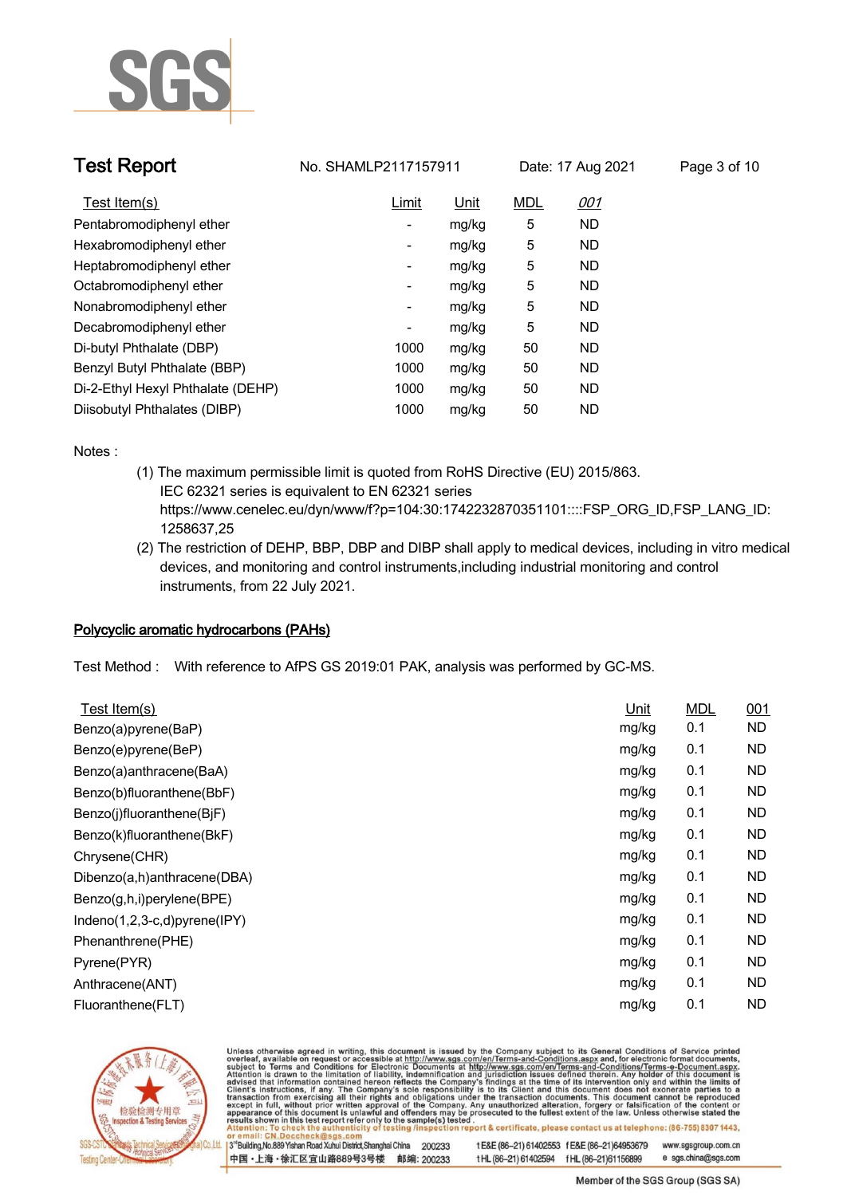| Test Item(s) | Limit | Unit | MDL | 001 |
|---|---|---|---|---|
| Pentabromodiphenyl ether | - | mg/kg | 5 | ND |
| Hexabromodiphenyl ether | - | mg/kg | 5 | ND |
| Heptabromodiphenyl ether | - | mg/kg | 5 | ND |
| Octabromodiphenyl ether | - | mg/kg | 5 | ND |
| Nonabromodiphenyl ether | - | mg/kg | 5 | ND |
| Decabromodiphenyl ether | - | mg/kg | 5 | ND |
| Di-butyl Phthalate (DBP) | 1000 | mg/kg | 50 | ND |
| Benzyl Butyl Phthalate (BBP) | 1000 | mg/kg | 50 | ND |
| Di-2-Ethyl Hexyl Phthalate (DEHP) | 1000 | mg/kg | 50 | ND |
| Diisobutyl Phthalates (DIBP) | 1000 | mg/kg | 50 | ND |

Notes :

(1) The maximum permissible limit is quoted from RoHS Directive (EU) 2015/863.
IEC 62321 series is equivalent to EN 62321 series
https://www.cenelec.eu/dyn/www/f?p=104:30:1742232870351101::::FSP_ORG_ID,FSP_LANG_ID:1258637,25

(2) The restriction of DEHP, BBP, DBP and DIBP shall apply to medical devices, including in vitro medical devices, and monitoring and control instruments,including industrial monitoring and control instruments, from 22 July 2021.

## Polycyclic aromatic hydrocarbons (PAHs)

Test Method : With reference to AfPS GS 2019:01 PAK, analysis was performed by GC-MS.

| Test Item(s) | Unit | MDL | 001 |
|---|---|---|---|
| Benzo(a)pyrene(BaP) | mg/kg | 0.1 | ND |
| Benzo(e)pyrene(BeP) | mg/kg | 0.1 | ND |
| Benzo(a)anthracene(BaA) | mg/kg | 0.1 | ND |
| Benzo(b)fluoranthene(BbF) | mg/kg | 0.1 | ND |
| Benzo(j)fluoranthene(BjF) | mg/kg | 0.1 | ND |
| Benzo(k)fluoranthene(BkF) | mg/kg | 0.1 | ND |
| Chrysene(CHR) | mg/kg | 0.1 | ND |
| Dibenzo(a,h)anthracene(DBA) | mg/kg | 0.1 | ND |
| Benzo(g,h,i)perylene(BPE) | mg/kg | 0.1 | ND |
| Indeno(1,2,3-c,d)pyrene(IPY) | mg/kg | 0.1 | ND |
| Phenanthrene(PHE) | mg/kg | 0.1 | ND |
| Pyrene(PYR) | mg/kg | 0.1 | ND |
| Anthracene(ANT) | mg/kg | 0.1 | ND |
| Fluoranthene(FLT) | mg/kg | 0.1 | ND |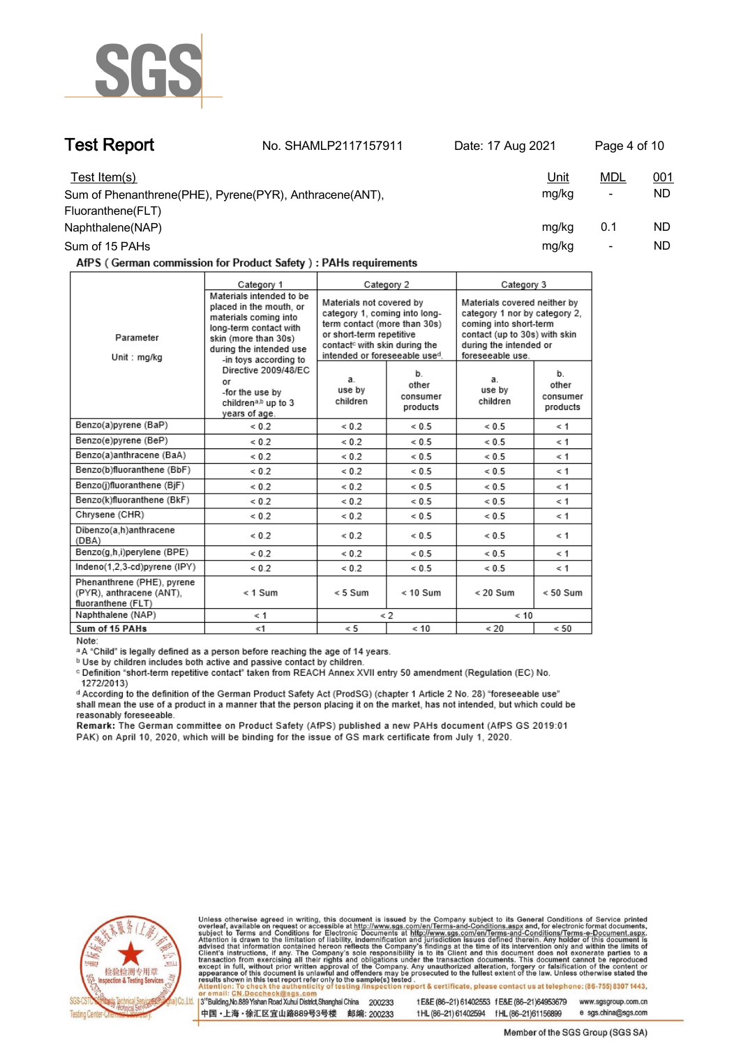| Test Item(s) | Unit | MDL | 001 |
|---|---|---|---|
| Sum of Phenanthrene(PHE), Pyrene(PYR), Anthracene(ANT), Fluoranthene(FLT) | mg/kg | - | ND |
| Naphthalene(NAP) | mg/kg | 0.1 | ND |
| Sum of 15 PAHs | mg/kg | - | ND |

**AfPS ( German commission for Product Safety ) : PAHs requirements**

| Parameter Unit : mg/kg | Category 1 Materials intended to be placed in the mouth, or materials coming into long-term contact with skin (more than 30s) during the intended use -in toys according to Directive 2009/48/EC or -for the use by children[a,b] up to 3 years of age. | Category 2 Materials not covered by category 1, coming into long-term contact (more than 30s) or short-term repetitive contact[c] with skin during the intended or foreseeable use[d]. | | Category 3 Materials covered neither by category 1 nor by category 2, coming into short-term contact (up to 30s) with skin during the intended or foreseeable use. | |
|---|---|---|---|---|---|
| | | a. use by children | b. other consumer products | a. use by children | b. other consumer products |
| Benzo(a)pyrene (BaP) | < 0.2 | < 0.2 | < 0.5 | < 0.5 | < 1 |
| Benzo(e)pyrene (BeP) | < 0.2 | < 0.2 | < 0.5 | < 0.5 | < 1 |
| Benzo(a)anthracene (BaA) | < 0.2 | < 0.2 | < 0.5 | < 0.5 | < 1 |
| Benzo(b)fluoranthene (BbF) | < 0.2 | < 0.2 | < 0.5 | < 0.5 | < 1 |
| Benzo(j)fluoranthene (BjF) | < 0.2 | < 0.2 | < 0.5 | < 0.5 | < 1 |
| Benzo(k)fluoranthene (BkF) | < 0.2 | < 0.2 | < 0.5 | < 0.5 | < 1 |
| Chrysene (CHR) | < 0.2 | < 0.2 | < 0.5 | < 0.5 | < 1 |
| Dibenzo(a,h)anthracene (DBA) | < 0.2 | < 0.2 | < 0.5 | < 0.5 | < 1 |
| Benzo(g,h,i)perylene (BPE) | < 0.2 | < 0.2 | < 0.5 | < 0.5 | < 1 |
| Indeno(1,2,3-cd)pyrene (IPY) | < 0.2 | < 0.2 | < 0.5 | < 0.5 | < 1 |
| Phenanthrene (PHE), pyrene (PYR), anthracene (ANT), fluoranthene (FLT) | < 1 Sum | < 5 Sum | < 10 Sum | < 20 Sum | < 50 Sum |
| Naphthalene (NAP) | < 1 | < 2 | | < 10 | |
| **Sum of 15 PAHs** | <1 | < 5 | < 10 | < 20 | < 50 |

Note:

[a] A "Child" is legally defined as a person before reaching the age of 14 years.

[b] Use by children includes both active and passive contact by children.

[c] Definition "short-term repetitive contact" taken from REACH Annex XVII entry 50 amendment (Regulation (EC) No. 1272/2013)

[d] According to the definition of the German Product Safety Act (ProdSG) (chapter 1 Article 2 No. 28) "foreseeable use" shall mean the use of a product in a manner that the person placing it on the market, has not intended, but which could be reasonably foreseeable.

**Remark:** The German committee on Product Safety (AfPS) published a new PAHs document (AfPS GS 2019:01 PAK) on April 10, 2020, which will be binding for the issue of GS mark certificate from July 1, 2020.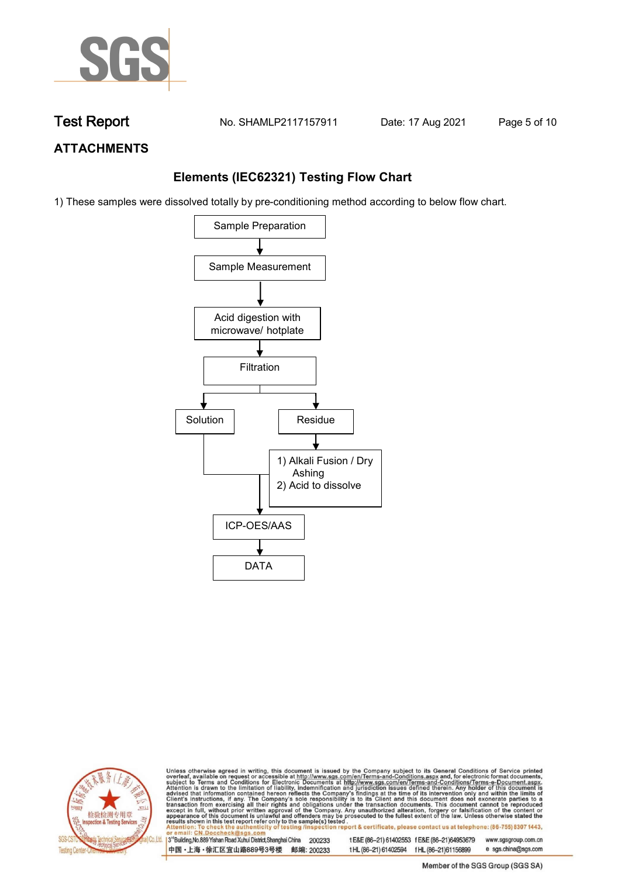## ATTACHMENTS

### Elements (IEC62321) Testing Flow Chart

1) These samples were dissolved totally by pre-conditioning method according to below flow chart.

```
Sample Preparation
        ↓
Sample Measurement
        ↓
Acid digestion with microwave/ hotplate
        ↓
Filtration
   ↓                ↓
Solution          Residue
   |                ↓
   |          1) Alkali Fusion / Dry Ashing
   |          2) Acid to dissolve
   ↓                ↓
ICP-OES/AAS
        ↓
DATA
```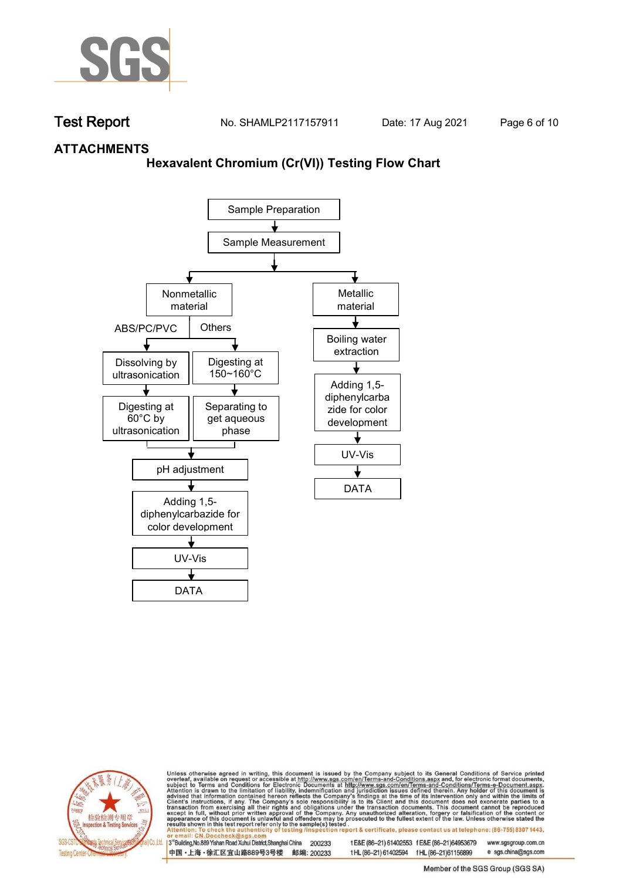## ATTACHMENTS

### Hexavalent Chromium (Cr(VI)) Testing Flow Chart

Sample Preparation
↓
Sample Measurement
↓

**Nonmetallic material**

- ABS/PC/PVC
  - Dissolving by ultrasonication
  - Digesting at 60°C by ultrasonication
- Others
  - Digesting at 150~160°C
  - Separating to get aqueous phase

↓
pH adjustment
↓
Adding 1,5-diphenylcarbazide for color development
↓
UV-Vis
↓
DATA

**Metallic material**

Boiling water extraction
↓
Adding 1,5-diphenylcarbazide for color development
↓
UV-Vis
↓
DATA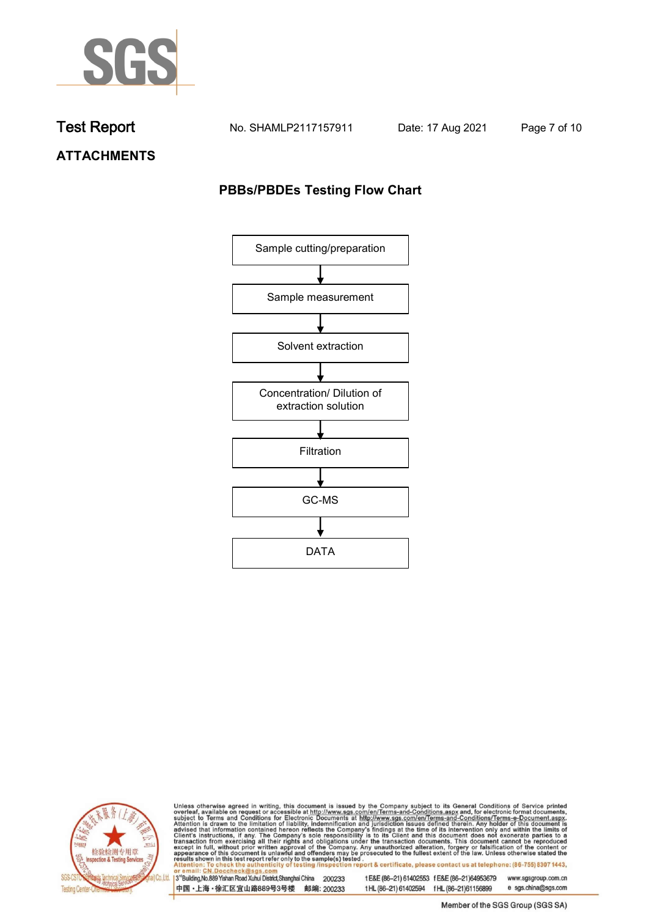## ATTACHMENTS

### PBBs/PBDEs Testing Flow Chart

Sample cutting/preparation

↓

Sample measurement

↓

Solvent extraction

↓

Concentration/ Dilution of extraction solution

↓

Filtration

↓

GC-MS

↓

DATA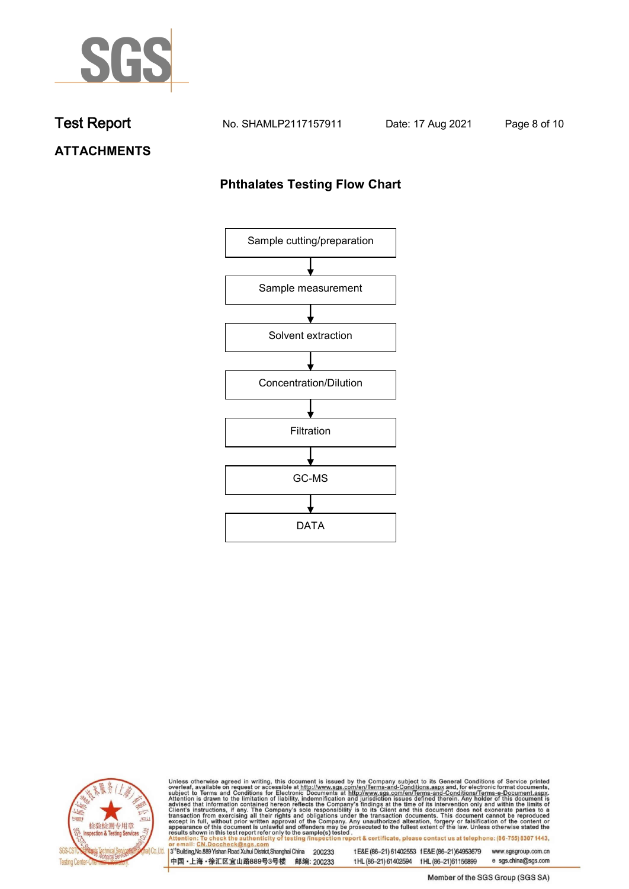Test Report No. SHAMLP2117157911 Date: 17 Aug 2021

## ATTACHMENTS

### Phthalates Testing Flow Chart

Sample cutting/preparation

↓

Sample measurement

↓

Solvent extraction

↓

Concentration/Dilution

↓

Filtration

↓

GC-MS

↓

DATA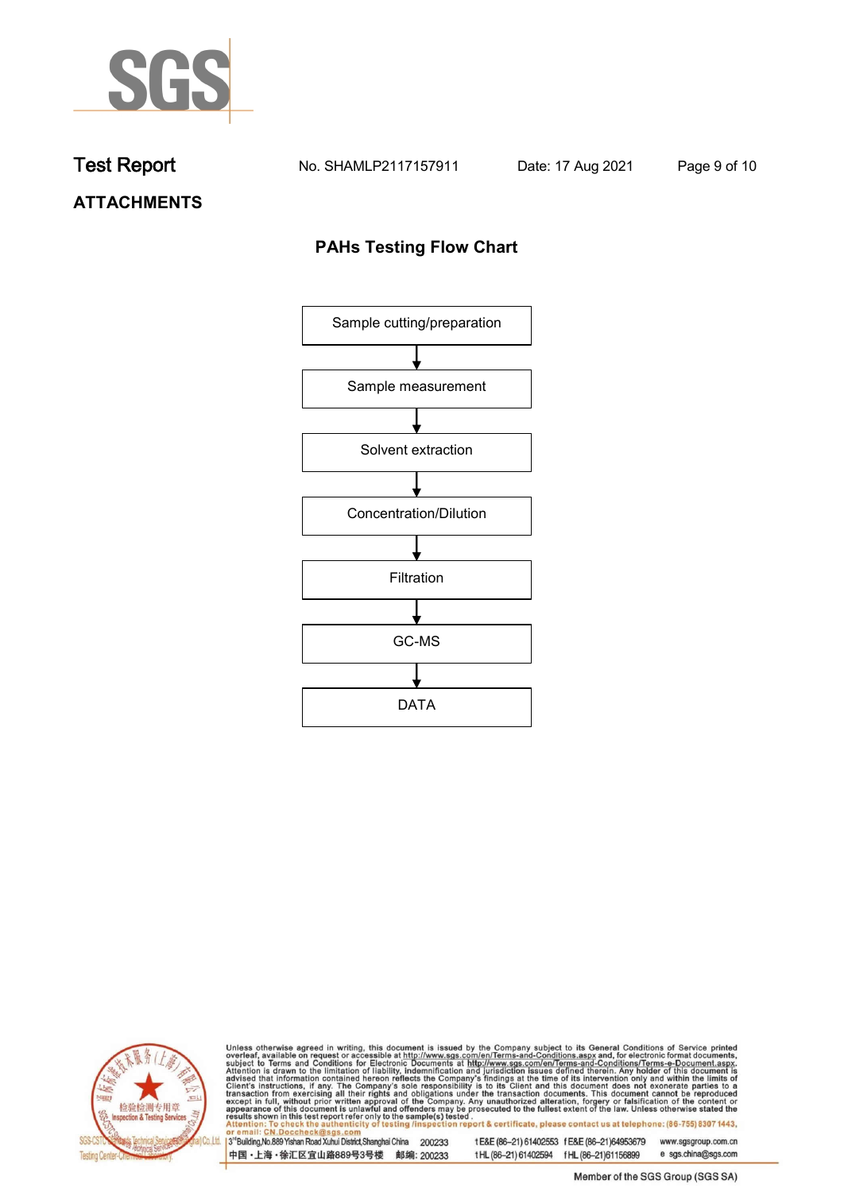# Test Report

No. SHAMLP2117157911 Date: 17 Aug 2021

## ATTACHMENTS

### PAHs Testing Flow Chart

Sample cutting/preparation

↓

Sample measurement

↓

Solvent extraction

↓

Concentration/Dilution

↓

Filtration

↓

GC-MS

↓

DATA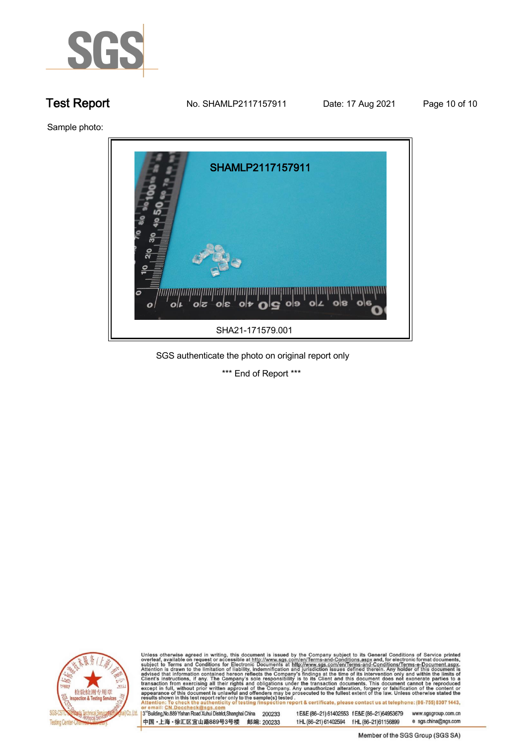Sample photo:

SHA21-171579.001

SGS authenticate the photo on original report only

*** End of Report ***

Unless otherwise agreed in writing, this document is issued by the Company subject to its General Conditions of Service printed overleaf, available on request or accessible at http://www.sgs.com/en/Terms-and-Conditions.aspx and, for electronic format documents, subject to Terms and Conditions for Electronic Documents at http://www.sgs.com/en/Terms-and-Conditions/Terms-e-Document.aspx. Attention is drawn to the limitation of liability, indemnification and jurisdiction issues defined therein. Any holder of this document is advised that information contained hereon reflects the Company's findings at the time of its intervention only and within the limits of Client's instructions, if any. The Company's sole responsibility is to its Client and this document does not exonerate parties to a transaction from exercising all their rights and obligations under the transaction documents. This document cannot be reproduced except in full, without prior written approval of the Company. Any unauthorized alteration, forgery or falsification of the content or appearance of this document is unlawful and offenders may be prosecuted to the fullest extent of the law. Unless otherwise stated the results shown in this test report refer only to the sample(s) tested.
Attention: To check the authenticity of testing /inspection report & certificate, please contact us at telephone: (86-755) 8307 1443, or email: CN.Doccheck@sgs.com

3rd Building,No.889 Yishan Road Xuhui District,Shanghai China 200233 t E&E (86–21) 61402553 f E&E (86–21)64953679 www.sgsgroup.com.cn
中国・上海・徐汇区宜山路889号3号楼 邮编: 200233 t HL (86–21) 61402594 f HL (86–21)61156899 e sgs.china@sgs.com

Member of the SGS Group (SGS SA)